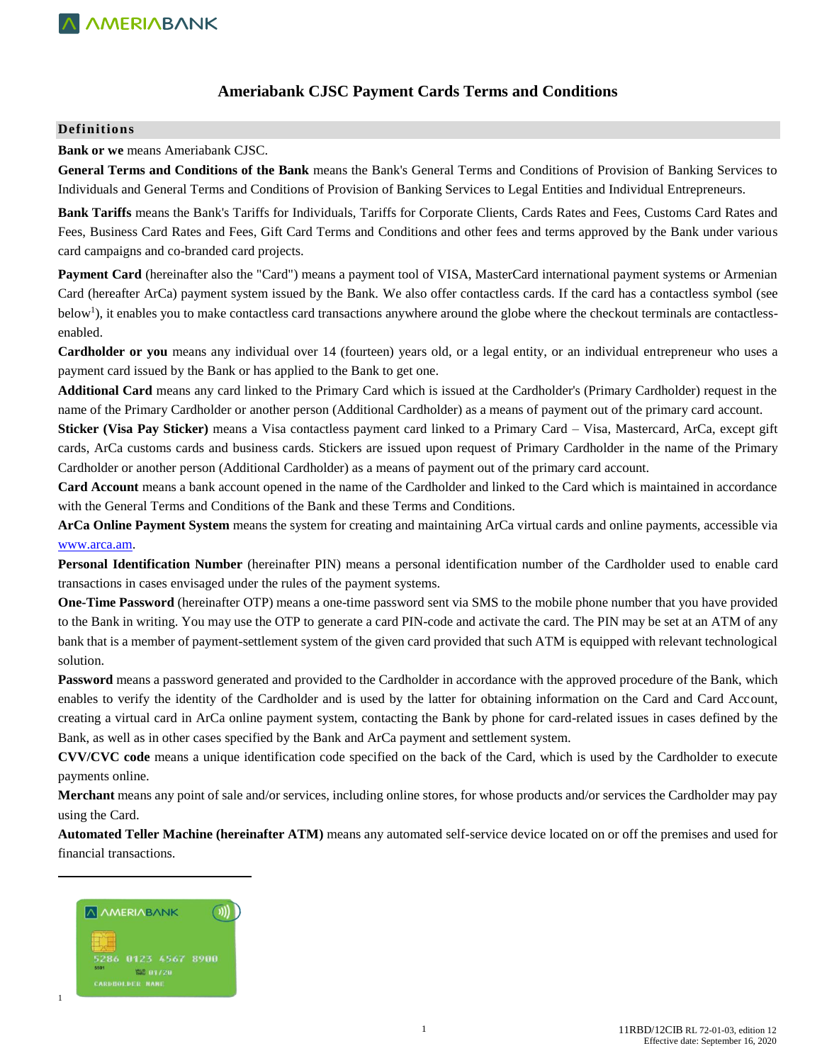# Ameriabank CJSC Payment Cards Terms and Conditions

## Definitions

**Bank or we** means Ameriabank CJSC.

**General Terms and Conditions of the Bank** means the Bank's General Terms and Conditions of Provision of Banking Services to Individuals and General Terms and Conditions of Provision of Banking Services to Legal Entities and Individual Entrepreneurs.

**Bank Tariffs** means the Bank's Tariffs for Individuals, Tariffs for Corporate Clients, Cards Rates and Fees, Customs Card Rates and Fees, Business Card Rates and Fees, Gift Card Terms and Conditions and other fees and terms approved by the Bank under various card campaigns and co-branded card projects.

**Payment Card** (hereinafter also the "Card") means a payment tool of VISA, MasterCard international payment systems or Armenian Card (hereafter ArCa) payment system issued by the Bank. We also offer contactless cards. If the card has a contactless symbol (see below[1]), it enables you to make contactless card transactions anywhere around the globe where the checkout terminals are contactless-enabled.

**Cardholder or you** means any individual over 14 (fourteen) years old, or a legal entity, or an individual entrepreneur who uses a payment card issued by the Bank or has applied to the Bank to get one.

**Additional Card** means any card linked to the Primary Card which is issued at the Cardholder's (Primary Cardholder) request in the name of the Primary Cardholder or another person (Additional Cardholder) as a means of payment out of the primary card account.

**Sticker (Visa Pay Sticker)** means a Visa contactless payment card linked to a Primary Card – Visa, Mastercard, ArCa, except gift cards, ArCa customs cards and business cards. Stickers are issued upon request of Primary Cardholder in the name of the Primary Cardholder or another person (Additional Cardholder) as a means of payment out of the primary card account.

**Card Account** means a bank account opened in the name of the Cardholder and linked to the Card which is maintained in accordance with the General Terms and Conditions of the Bank and these Terms and Conditions.

**ArCa Online Payment System** means the system for creating and maintaining ArCa virtual cards and online payments, accessible via www.arca.am.

**Personal Identification Number** (hereinafter PIN) means a personal identification number of the Cardholder used to enable card transactions in cases envisaged under the rules of the payment systems.

**One-Time Password** (hereinafter OTP) means a one-time password sent via SMS to the mobile phone number that you have provided to the Bank in writing. You may use the OTP to generate a card PIN-code and activate the card. The PIN may be set at an ATM of any bank that is a member of payment-settlement system of the given card provided that such ATM is equipped with relevant technological solution.

**Password** means a password generated and provided to the Cardholder in accordance with the approved procedure of the Bank, which enables to verify the identity of the Cardholder and is used by the latter for obtaining information on the Card and Card Account, creating a virtual card in ArCa online payment system, contacting the Bank by phone for card-related issues in cases defined by the Bank, as well as in other cases specified by the Bank and ArCa payment and settlement system.

**CVV/CVC code** means a unique identification code specified on the back of the Card, which is used by the Cardholder to execute payments online.

**Merchant** means any point of sale and/or services, including online stores, for whose products and/or services the Cardholder may pay using the Card.

**Automated Teller Machine (hereinafter ATM)** means any automated self-service device located on or off the premises and used for financial transactions.

---

[1]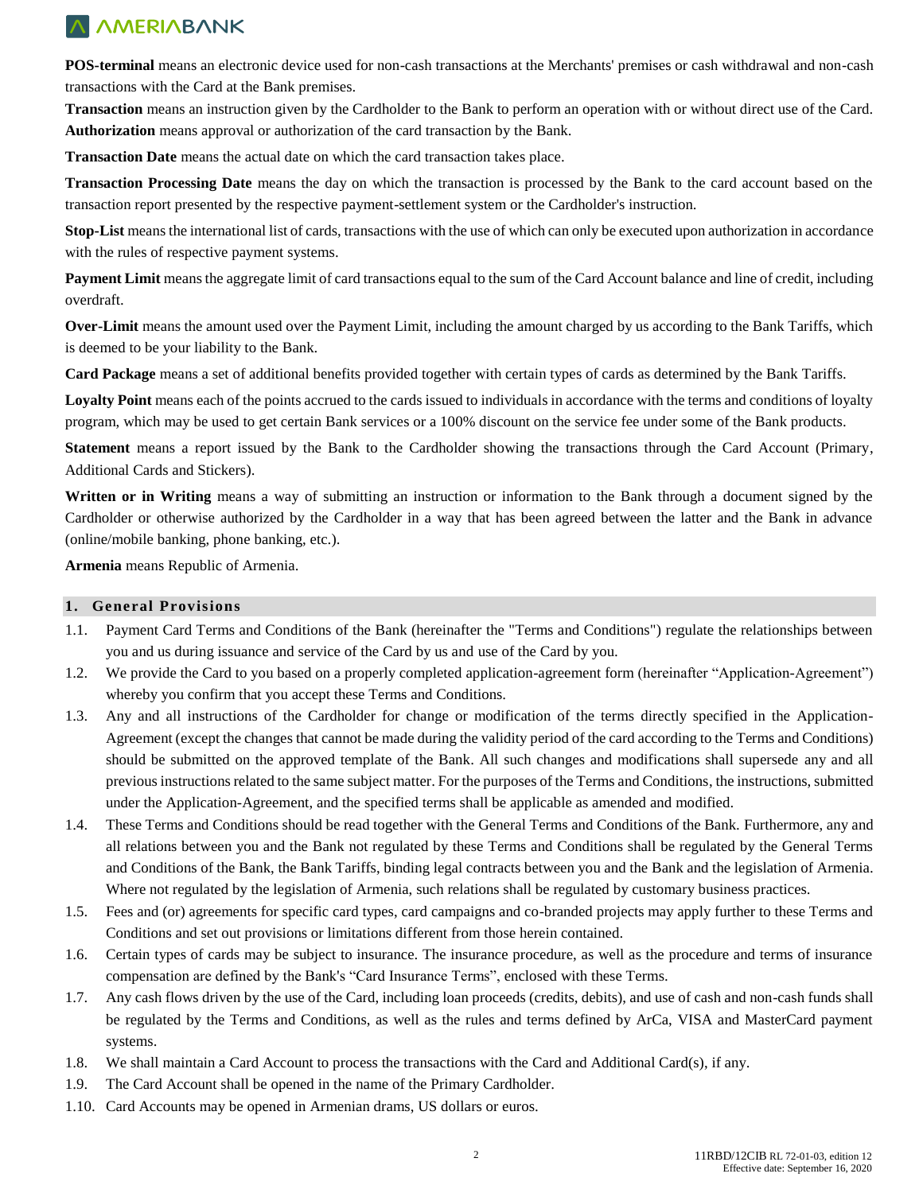**POS-terminal** means an electronic device used for non-cash transactions at the Merchants' premises or cash withdrawal and non-cash transactions with the Card at the Bank premises.

**Transaction** means an instruction given by the Cardholder to the Bank to perform an operation with or without direct use of the Card.
**Authorization** means approval or authorization of the card transaction by the Bank.

**Transaction Date** means the actual date on which the card transaction takes place.

**Transaction Processing Date** means the day on which the transaction is processed by the Bank to the card account based on the transaction report presented by the respective payment-settlement system or the Cardholder's instruction.

**Stop-List** means the international list of cards, transactions with the use of which can only be executed upon authorization in accordance with the rules of respective payment systems.

**Payment Limit** means the aggregate limit of card transactions equal to the sum of the Card Account balance and line of credit, including overdraft.

**Over-Limit** means the amount used over the Payment Limit, including the amount charged by us according to the Bank Tariffs, which is deemed to be your liability to the Bank.

**Card Package** means a set of additional benefits provided together with certain types of cards as determined by the Bank Tariffs.

**Loyalty Point** means each of the points accrued to the cards issued to individuals in accordance with the terms and conditions of loyalty program, which may be used to get certain Bank services or a 100% discount on the service fee under some of the Bank products.

**Statement** means a report issued by the Bank to the Cardholder showing the transactions through the Card Account (Primary, Additional Cards and Stickers).

**Written or in Writing** means a way of submitting an instruction or information to the Bank through a document signed by the Cardholder or otherwise authorized by the Cardholder in a way that has been agreed between the latter and the Bank in advance (online/mobile banking, phone banking, etc.).

**Armenia** means Republic of Armenia.

## 1. General Provisions

1.1. Payment Card Terms and Conditions of the Bank (hereinafter the "Terms and Conditions") regulate the relationships between you and us during issuance and service of the Card by us and use of the Card by you.

1.2. We provide the Card to you based on a properly completed application-agreement form (hereinafter "Application-Agreement") whereby you confirm that you accept these Terms and Conditions.

1.3. Any and all instructions of the Cardholder for change or modification of the terms directly specified in the Application-Agreement (except the changes that cannot be made during the validity period of the card according to the Terms and Conditions) should be submitted on the approved template of the Bank. All such changes and modifications shall supersede any and all previous instructions related to the same subject matter. For the purposes of the Terms and Conditions, the instructions, submitted under the Application-Agreement, and the specified terms shall be applicable as amended and modified.

1.4. These Terms and Conditions should be read together with the General Terms and Conditions of the Bank. Furthermore, any and all relations between you and the Bank not regulated by these Terms and Conditions shall be regulated by the General Terms and Conditions of the Bank, the Bank Tariffs, binding legal contracts between you and the Bank and the legislation of Armenia. Where not regulated by the legislation of Armenia, such relations shall be regulated by customary business practices.

1.5. Fees and (or) agreements for specific card types, card campaigns and co-branded projects may apply further to these Terms and Conditions and set out provisions or limitations different from those herein contained.

1.6. Certain types of cards may be subject to insurance. The insurance procedure, as well as the procedure and terms of insurance compensation are defined by the Bank's "Card Insurance Terms", enclosed with these Terms.

1.7. Any cash flows driven by the use of the Card, including loan proceeds (credits, debits), and use of cash and non-cash funds shall be regulated by the Terms and Conditions, as well as the rules and terms defined by ArCa, VISA and MasterCard payment systems.

1.8. We shall maintain a Card Account to process the transactions with the Card and Additional Card(s), if any.

1.9. The Card Account shall be opened in the name of the Primary Cardholder.

1.10. Card Accounts may be opened in Armenian drams, US dollars or euros.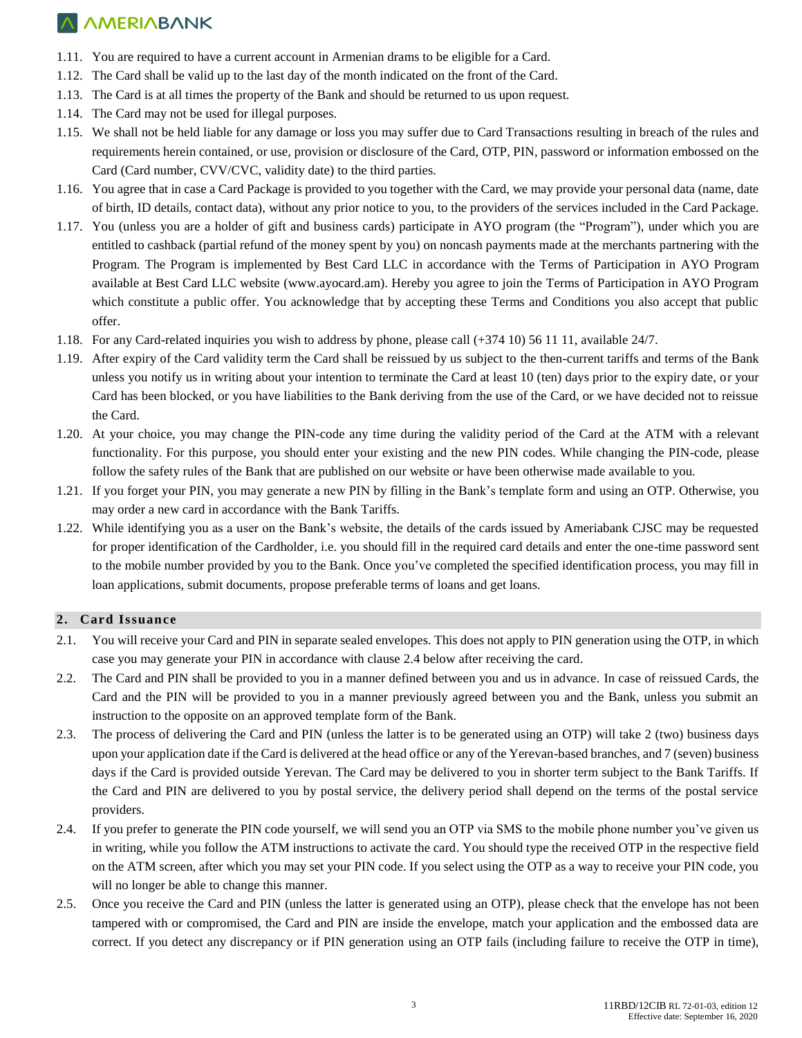1.11. You are required to have a current account in Armenian drams to be eligible for a Card.

1.12. The Card shall be valid up to the last day of the month indicated on the front of the Card.

1.13. The Card is at all times the property of the Bank and should be returned to us upon request.

1.14. The Card may not be used for illegal purposes.

1.15. We shall not be held liable for any damage or loss you may suffer due to Card Transactions resulting in breach of the rules and requirements herein contained, or use, provision or disclosure of the Card, OTP, PIN, password or information embossed on the Card (Card number, CVV/CVC, validity date) to the third parties.

1.16. You agree that in case a Card Package is provided to you together with the Card, we may provide your personal data (name, date of birth, ID details, contact data), without any prior notice to you, to the providers of the services included in the Card Package.

1.17. You (unless you are a holder of gift and business cards) participate in AYO program (the "Program"), under which you are entitled to cashback (partial refund of the money spent by you) on noncash payments made at the merchants partnering with the Program. The Program is implemented by Best Card LLC in accordance with the Terms of Participation in AYO Program available at Best Card LLC website (www.ayocard.am). Hereby you agree to join the Terms of Participation in AYO Program which constitute a public offer. You acknowledge that by accepting these Terms and Conditions you also accept that public offer.

1.18. For any Card-related inquiries you wish to address by phone, please call (+374 10) 56 11 11, available 24/7.

1.19. After expiry of the Card validity term the Card shall be reissued by us subject to the then-current tariffs and terms of the Bank unless you notify us in writing about your intention to terminate the Card at least 10 (ten) days prior to the expiry date, or your Card has been blocked, or you have liabilities to the Bank deriving from the use of the Card, or we have decided not to reissue the Card.

1.20. At your choice, you may change the PIN-code any time during the validity period of the Card at the ATM with a relevant functionality. For this purpose, you should enter your existing and the new PIN codes. While changing the PIN-code, please follow the safety rules of the Bank that are published on our website or have been otherwise made available to you.

1.21. If you forget your PIN, you may generate a new PIN by filling in the Bank's template form and using an OTP. Otherwise, you may order a new card in accordance with the Bank Tariffs.

1.22. While identifying you as a user on the Bank's website, the details of the cards issued by Ameriabank CJSC may be requested for proper identification of the Cardholder, i.e. you should fill in the required card details and enter the one-time password sent to the mobile number provided by you to the Bank. Once you've completed the specified identification process, you may fill in loan applications, submit documents, propose preferable terms of loans and get loans.

## 2. Card Issuance

2.1. You will receive your Card and PIN in separate sealed envelopes. This does not apply to PIN generation using the OTP, in which case you may generate your PIN in accordance with clause 2.4 below after receiving the card.

2.2. The Card and PIN shall be provided to you in a manner defined between you and us in advance. In case of reissued Cards, the Card and the PIN will be provided to you in a manner previously agreed between you and the Bank, unless you submit an instruction to the opposite on an approved template form of the Bank.

2.3. The process of delivering the Card and PIN (unless the latter is to be generated using an OTP) will take 2 (two) business days upon your application date if the Card is delivered at the head office or any of the Yerevan-based branches, and 7 (seven) business days if the Card is provided outside Yerevan. The Card may be delivered to you in shorter term subject to the Bank Tariffs. If the Card and PIN are delivered to you by postal service, the delivery period shall depend on the terms of the postal service providers.

2.4. If you prefer to generate the PIN code yourself, we will send you an OTP via SMS to the mobile phone number you've given us in writing, while you follow the ATM instructions to activate the card. You should type the received OTP in the respective field on the ATM screen, after which you may set your PIN code. If you select using the OTP as a way to receive your PIN code, you will no longer be able to change this manner.

2.5. Once you receive the Card and PIN (unless the latter is generated using an OTP), please check that the envelope has not been tampered with or compromised, the Card and PIN are inside the envelope, match your application and the embossed data are correct. If you detect any discrepancy or if PIN generation using an OTP fails (including failure to receive the OTP in time),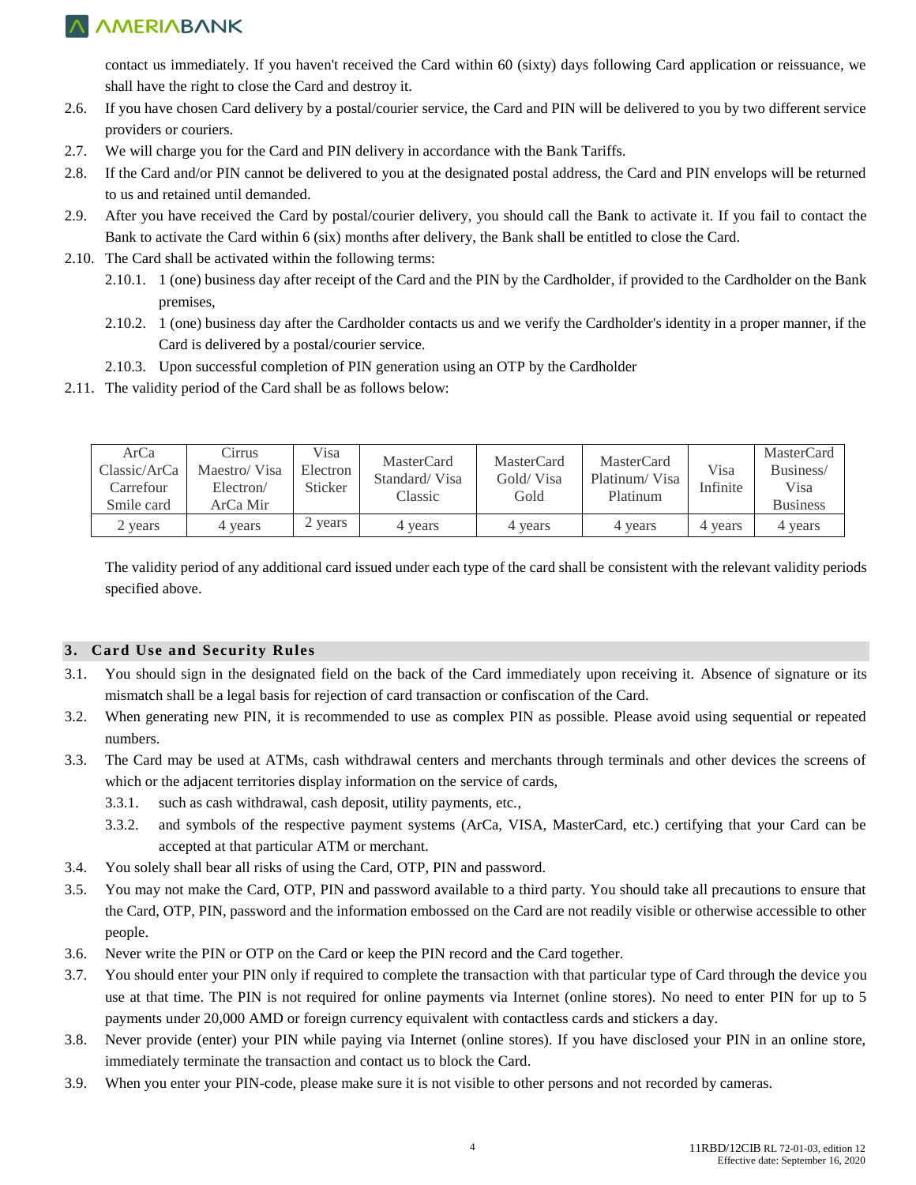contact us immediately. If you haven't received the Card within 60 (sixty) days following Card application or reissuance, we shall have the right to close the Card and destroy it.

2.6. If you have chosen Card delivery by a postal/courier service, the Card and PIN will be delivered to you by two different service providers or couriers.

2.7. We will charge you for the Card and PIN delivery in accordance with the Bank Tariffs.

2.8. If the Card and/or PIN cannot be delivered to you at the designated postal address, the Card and PIN envelops will be returned to us and retained until demanded.

2.9. After you have received the Card by postal/courier delivery, you should call the Bank to activate it. If you fail to contact the Bank to activate the Card within 6 (six) months after delivery, the Bank shall be entitled to close the Card.

2.10. The Card shall be activated within the following terms:

2.10.1. 1 (one) business day after receipt of the Card and the PIN by the Cardholder, if provided to the Cardholder on the Bank premises,

2.10.2. 1 (one) business day after the Cardholder contacts us and we verify the Cardholder's identity in a proper manner, if the Card is delivered by a postal/courier service.

2.10.3. Upon successful completion of PIN generation using an OTP by the Cardholder

2.11. The validity period of the Card shall be as follows below:

| ArCa Classic/ArCa Carrefour Smile card | Cirrus Maestro/ Visa Electron/ ArCa Mir | Visa Electron Sticker | MasterCard Standard/ Visa Classic | MasterCard Gold/ Visa Gold | MasterCard Platinum/ Visa Platinum | Visa Infinite | MasterCard Business/ Visa Business |
|---|---|---|---|---|---|---|---|
| 2 years | 4 years | 2 years | 4 years | 4 years | 4 years | 4 years | 4 years |

The validity period of any additional card issued under each type of the card shall be consistent with the relevant validity periods specified above.

## 3. Card Use and Security Rules

3.1. You should sign in the designated field on the back of the Card immediately upon receiving it. Absence of signature or its mismatch shall be a legal basis for rejection of card transaction or confiscation of the Card.

3.2. When generating new PIN, it is recommended to use as complex PIN as possible. Please avoid using sequential or repeated numbers.

3.3. The Card may be used at ATMs, cash withdrawal centers and merchants through terminals and other devices the screens of which or the adjacent territories display information on the service of cards,

3.3.1. such as cash withdrawal, cash deposit, utility payments, etc.,

3.3.2. and symbols of the respective payment systems (ArCa, VISA, MasterCard, etc.) certifying that your Card can be accepted at that particular ATM or merchant.

3.4. You solely shall bear all risks of using the Card, OTP, PIN and password.

3.5. You may not make the Card, OTP, PIN and password available to a third party. You should take all precautions to ensure that the Card, OTP, PIN, password and the information embossed on the Card are not readily visible or otherwise accessible to other people.

3.6. Never write the PIN or OTP on the Card or keep the PIN record and the Card together.

3.7. You should enter your PIN only if required to complete the transaction with that particular type of Card through the device you use at that time. The PIN is not required for online payments via Internet (online stores). No need to enter PIN for up to 5 payments under 20,000 AMD or foreign currency equivalent with contactless cards and stickers a day.

3.8. Never provide (enter) your PIN while paying via Internet (online stores). If you have disclosed your PIN in an online store, immediately terminate the transaction and contact us to block the Card.

3.9. When you enter your PIN-code, please make sure it is not visible to other persons and not recorded by cameras.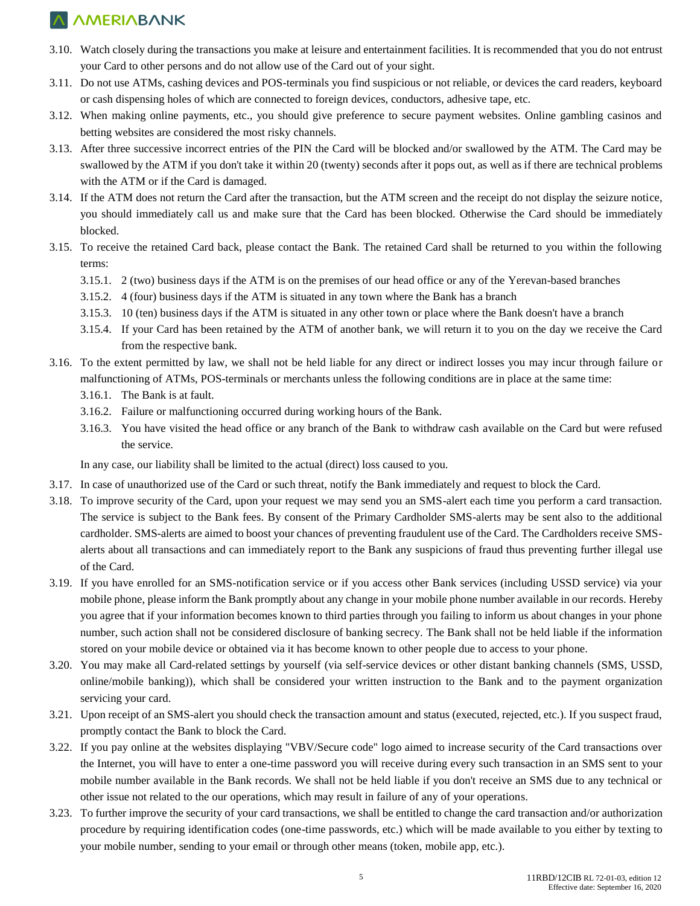3.10. Watch closely during the transactions you make at leisure and entertainment facilities. It is recommended that you do not entrust your Card to other persons and do not allow use of the Card out of your sight.

3.11. Do not use ATMs, cashing devices and POS-terminals you find suspicious or not reliable, or devices the card readers, keyboard or cash dispensing holes of which are connected to foreign devices, conductors, adhesive tape, etc.

3.12. When making online payments, etc., you should give preference to secure payment websites. Online gambling casinos and betting websites are considered the most risky channels.

3.13. After three successive incorrect entries of the PIN the Card will be blocked and/or swallowed by the ATM. The Card may be swallowed by the ATM if you don't take it within 20 (twenty) seconds after it pops out, as well as if there are technical problems with the ATM or if the Card is damaged.

3.14. If the ATM does not return the Card after the transaction, but the ATM screen and the receipt do not display the seizure notice, you should immediately call us and make sure that the Card has been blocked. Otherwise the Card should be immediately blocked.

3.15. To receive the retained Card back, please contact the Bank. The retained Card shall be returned to you within the following terms:

- 3.15.1. 2 (two) business days if the ATM is on the premises of our head office or any of the Yerevan-based branches
- 3.15.2. 4 (four) business days if the ATM is situated in any town where the Bank has a branch
- 3.15.3. 10 (ten) business days if the ATM is situated in any other town or place where the Bank doesn't have a branch
- 3.15.4. If your Card has been retained by the ATM of another bank, we will return it to you on the day we receive the Card from the respective bank.

3.16. To the extent permitted by law, we shall not be held liable for any direct or indirect losses you may incur through failure or malfunctioning of ATMs, POS-terminals or merchants unless the following conditions are in place at the same time:

- 3.16.1. The Bank is at fault.
- 3.16.2. Failure or malfunctioning occurred during working hours of the Bank.
- 3.16.3. You have visited the head office or any branch of the Bank to withdraw cash available on the Card but were refused the service.

In any case, our liability shall be limited to the actual (direct) loss caused to you.

3.17. In case of unauthorized use of the Card or such threat, notify the Bank immediately and request to block the Card.

3.18. To improve security of the Card, upon your request we may send you an SMS-alert each time you perform a card transaction. The service is subject to the Bank fees. By consent of the Primary Cardholder SMS-alerts may be sent also to the additional cardholder. SMS-alerts are aimed to boost your chances of preventing fraudulent use of the Card. The Cardholders receive SMS-alerts about all transactions and can immediately report to the Bank any suspicions of fraud thus preventing further illegal use of the Card.

3.19. If you have enrolled for an SMS-notification service or if you access other Bank services (including USSD service) via your mobile phone, please inform the Bank promptly about any change in your mobile phone number available in our records. Hereby you agree that if your information becomes known to third parties through you failing to inform us about changes in your phone number, such action shall not be considered disclosure of banking secrecy. The Bank shall not be held liable if the information stored on your mobile device or obtained via it has become known to other people due to access to your phone.

3.20. You may make all Card-related settings by yourself (via self-service devices or other distant banking channels (SMS, USSD, online/mobile banking)), which shall be considered your written instruction to the Bank and to the payment organization servicing your card.

3.21. Upon receipt of an SMS-alert you should check the transaction amount and status (executed, rejected, etc.). If you suspect fraud, promptly contact the Bank to block the Card.

3.22. If you pay online at the websites displaying "VBV/Secure code" logo aimed to increase security of the Card transactions over the Internet, you will have to enter a one-time password you will receive during every such transaction in an SMS sent to your mobile number available in the Bank records. We shall not be held liable if you don't receive an SMS due to any technical or other issue not related to the our operations, which may result in failure of any of your operations.

3.23. To further improve the security of your card transactions, we shall be entitled to change the card transaction and/or authorization procedure by requiring identification codes (one-time passwords, etc.) which will be made available to you either by texting to your mobile number, sending to your email or through other means (token, mobile app, etc.).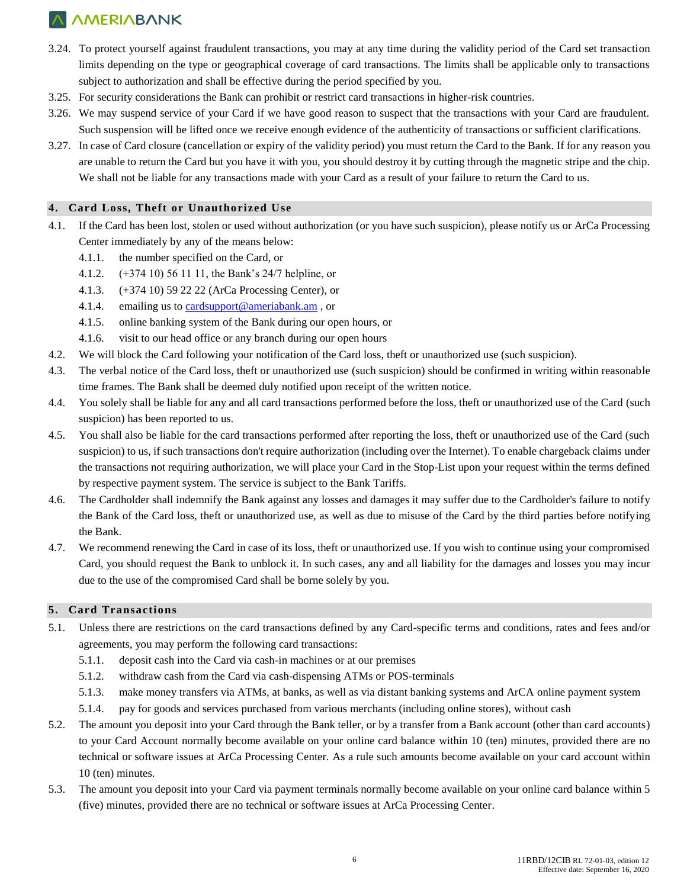3.24. To protect yourself against fraudulent transactions, you may at any time during the validity period of the Card set transaction limits depending on the type or geographical coverage of card transactions. The limits shall be applicable only to transactions subject to authorization and shall be effective during the period specified by you.

3.25. For security considerations the Bank can prohibit or restrict card transactions in higher-risk countries.

3.26. We may suspend service of your Card if we have good reason to suspect that the transactions with your Card are fraudulent. Such suspension will be lifted once we receive enough evidence of the authenticity of transactions or sufficient clarifications.

3.27. In case of Card closure (cancellation or expiry of the validity period) you must return the Card to the Bank. If for any reason you are unable to return the Card but you have it with you, you should destroy it by cutting through the magnetic stripe and the chip. We shall not be liable for any transactions made with your Card as a result of your failure to return the Card to us.

## 4. Card Loss, Theft or Unauthorized Use

4.1. If the Card has been lost, stolen or used without authorization (or you have such suspicion), please notify us or ArCa Processing Center immediately by any of the means below:

- 4.1.1. the number specified on the Card, or
- 4.1.2. (+374 10) 56 11 11, the Bank's 24/7 helpline, or
- 4.1.3. (+374 10) 59 22 22 (ArCa Processing Center), or
- 4.1.4. emailing us to cardsupport@ameriabank.am , or
- 4.1.5. online banking system of the Bank during our open hours, or
- 4.1.6. visit to our head office or any branch during our open hours

4.2. We will block the Card following your notification of the Card loss, theft or unauthorized use (such suspicion).

4.3. The verbal notice of the Card loss, theft or unauthorized use (such suspicion) should be confirmed in writing within reasonable time frames. The Bank shall be deemed duly notified upon receipt of the written notice.

4.4. You solely shall be liable for any and all card transactions performed before the loss, theft or unauthorized use of the Card (such suspicion) has been reported to us.

4.5. You shall also be liable for the card transactions performed after reporting the loss, theft or unauthorized use of the Card (such suspicion) to us, if such transactions don't require authorization (including over the Internet). To enable chargeback claims under the transactions not requiring authorization, we will place your Card in the Stop-List upon your request within the terms defined by respective payment system. The service is subject to the Bank Tariffs.

4.6. The Cardholder shall indemnify the Bank against any losses and damages it may suffer due to the Cardholder's failure to notify the Bank of the Card loss, theft or unauthorized use, as well as due to misuse of the Card by the third parties before notifying the Bank.

4.7. We recommend renewing the Card in case of its loss, theft or unauthorized use. If you wish to continue using your compromised Card, you should request the Bank to unblock it. In such cases, any and all liability for the damages and losses you may incur due to the use of the compromised Card shall be borne solely by you.

## 5. Card Transactions

5.1. Unless there are restrictions on the card transactions defined by any Card-specific terms and conditions, rates and fees and/or agreements, you may perform the following card transactions:

- 5.1.1. deposit cash into the Card via cash-in machines or at our premises
- 5.1.2. withdraw cash from the Card via cash-dispensing ATMs or POS-terminals
- 5.1.3. make money transfers via ATMs, at banks, as well as via distant banking systems and ArCA online payment system
- 5.1.4. pay for goods and services purchased from various merchants (including online stores), without cash

5.2. The amount you deposit into your Card through the Bank teller, or by a transfer from a Bank account (other than card accounts) to your Card Account normally become available on your online card balance within 10 (ten) minutes, provided there are no technical or software issues at ArCa Processing Center. As a rule such amounts become available on your card account within 10 (ten) minutes.

5.3. The amount you deposit into your Card via payment terminals normally become available on your online card balance within 5 (five) minutes, provided there are no technical or software issues at ArCa Processing Center.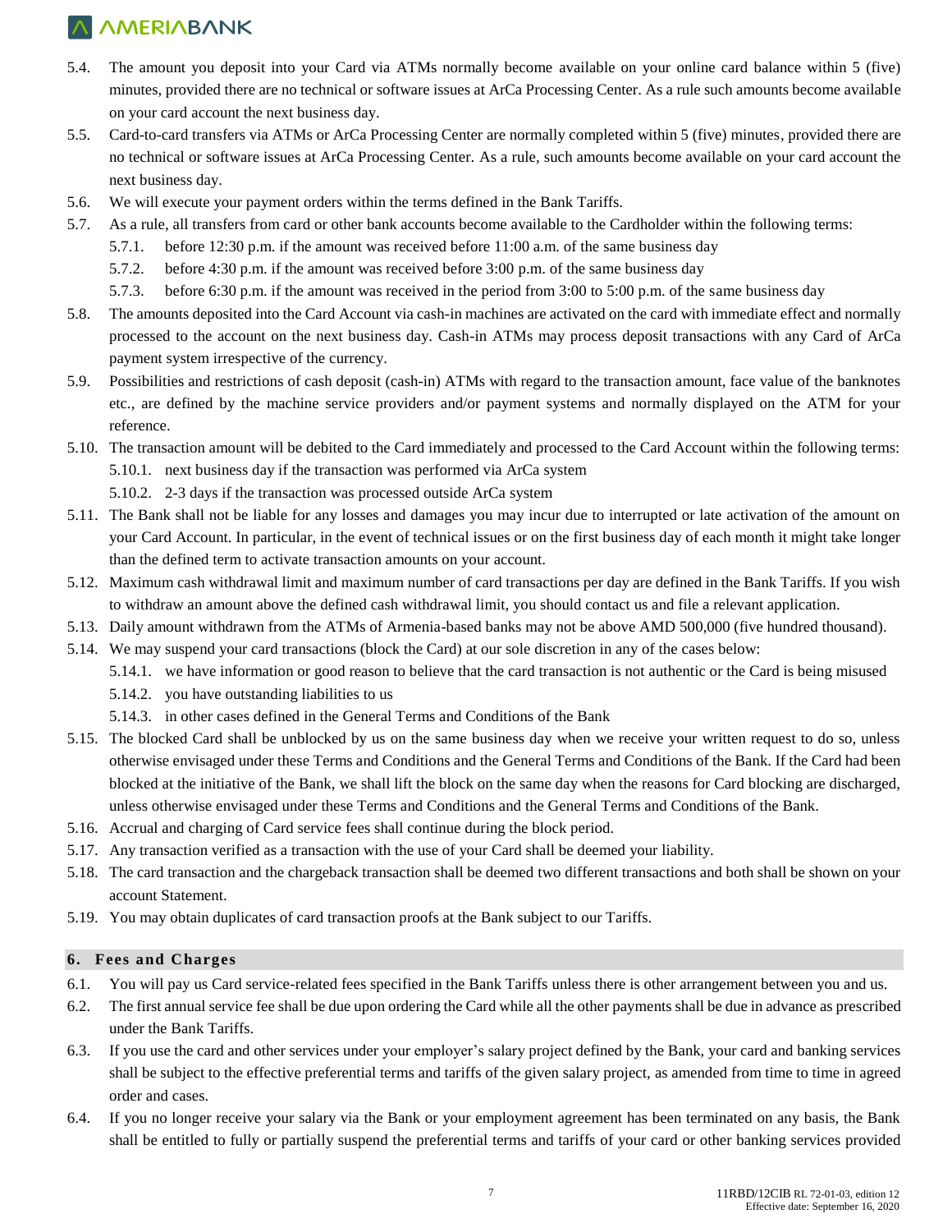5.4. The amount you deposit into your Card via ATMs normally become available on your online card balance within 5 (five) minutes, provided there are no technical or software issues at ArCa Processing Center. As a rule such amounts become available on your card account the next business day.

5.5. Card-to-card transfers via ATMs or ArCa Processing Center are normally completed within 5 (five) minutes, provided there are no technical or software issues at ArCa Processing Center. As a rule, such amounts become available on your card account the next business day.

5.6. We will execute your payment orders within the terms defined in the Bank Tariffs.

5.7. As a rule, all transfers from card or other bank accounts become available to the Cardholder within the following terms:

5.7.1. before 12:30 p.m. if the amount was received before 11:00 a.m. of the same business day

5.7.2. before 4:30 p.m. if the amount was received before 3:00 p.m. of the same business day

5.7.3. before 6:30 p.m. if the amount was received in the period from 3:00 to 5:00 p.m. of the same business day

5.8. The amounts deposited into the Card Account via cash-in machines are activated on the card with immediate effect and normally processed to the account on the next business day. Cash-in ATMs may process deposit transactions with any Card of ArCa payment system irrespective of the currency.

5.9. Possibilities and restrictions of cash deposit (cash-in) ATMs with regard to the transaction amount, face value of the banknotes etc., are defined by the machine service providers and/or payment systems and normally displayed on the ATM for your reference.

5.10. The transaction amount will be debited to the Card immediately and processed to the Card Account within the following terms:

5.10.1. next business day if the transaction was performed via ArCa system

5.10.2. 2-3 days if the transaction was processed outside ArCa system

5.11. The Bank shall not be liable for any losses and damages you may incur due to interrupted or late activation of the amount on your Card Account. In particular, in the event of technical issues or on the first business day of each month it might take longer than the defined term to activate transaction amounts on your account.

5.12. Maximum cash withdrawal limit and maximum number of card transactions per day are defined in the Bank Tariffs. If you wish to withdraw an amount above the defined cash withdrawal limit, you should contact us and file a relevant application.

5.13. Daily amount withdrawn from the ATMs of Armenia-based banks may not be above AMD 500,000 (five hundred thousand).

5.14. We may suspend your card transactions (block the Card) at our sole discretion in any of the cases below:

5.14.1. we have information or good reason to believe that the card transaction is not authentic or the Card is being misused

5.14.2. you have outstanding liabilities to us

5.14.3. in other cases defined in the General Terms and Conditions of the Bank

5.15. The blocked Card shall be unblocked by us on the same business day when we receive your written request to do so, unless otherwise envisaged under these Terms and Conditions and the General Terms and Conditions of the Bank. If the Card had been blocked at the initiative of the Bank, we shall lift the block on the same day when the reasons for Card blocking are discharged, unless otherwise envisaged under these Terms and Conditions and the General Terms and Conditions of the Bank.

5.16. Accrual and charging of Card service fees shall continue during the block period.

5.17. Any transaction verified as a transaction with the use of your Card shall be deemed your liability.

5.18. The card transaction and the chargeback transaction shall be deemed two different transactions and both shall be shown on your account Statement.

5.19. You may obtain duplicates of card transaction proofs at the Bank subject to our Tariffs.

## 6. Fees and Charges

6.1. You will pay us Card service-related fees specified in the Bank Tariffs unless there is other arrangement between you and us.

6.2. The first annual service fee shall be due upon ordering the Card while all the other payments shall be due in advance as prescribed under the Bank Tariffs.

6.3. If you use the card and other services under your employer's salary project defined by the Bank, your card and banking services shall be subject to the effective preferential terms and tariffs of the given salary project, as amended from time to time in agreed order and cases.

6.4. If you no longer receive your salary via the Bank or your employment agreement has been terminated on any basis, the Bank shall be entitled to fully or partially suspend the preferential terms and tariffs of your card or other banking services provided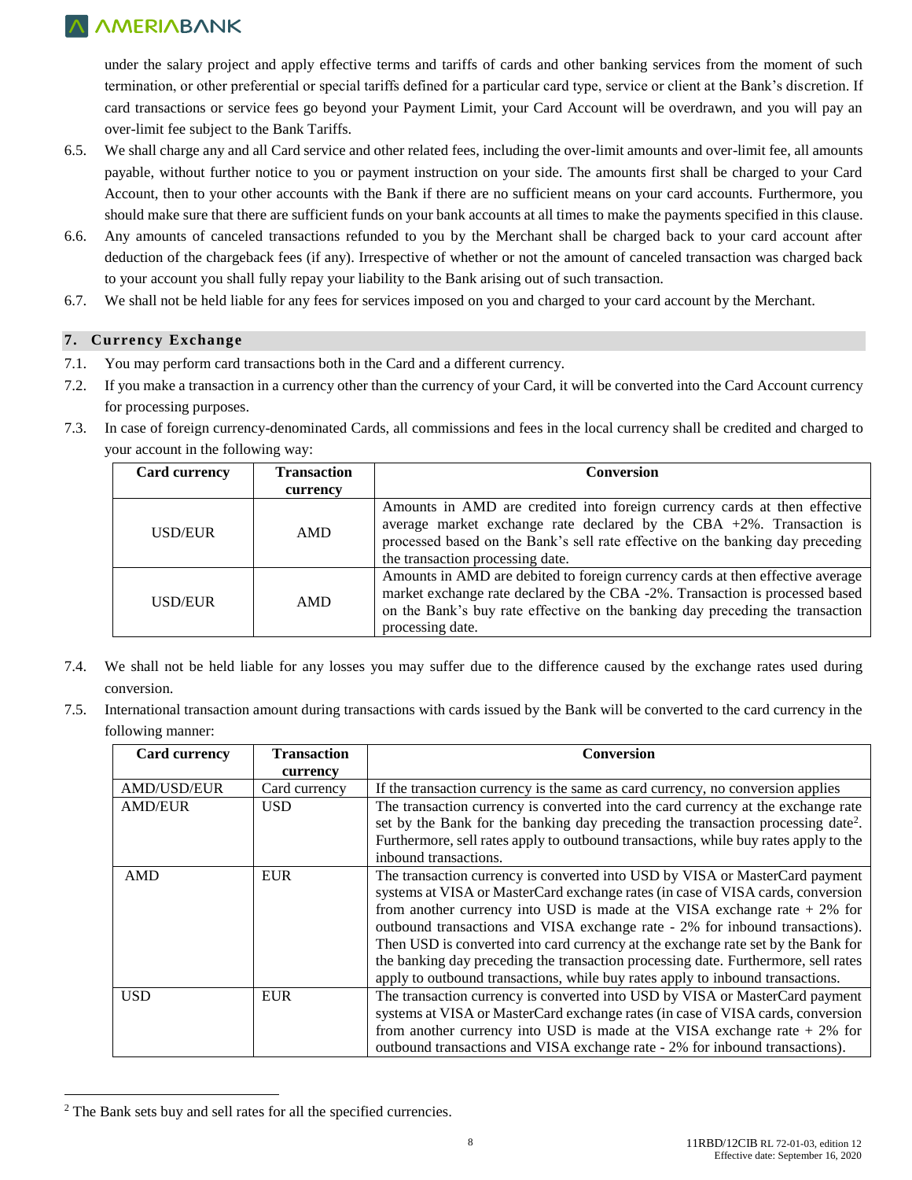under the salary project and apply effective terms and tariffs of cards and other banking services from the moment of such termination, or other preferential or special tariffs defined for a particular card type, service or client at the Bank's discretion. If card transactions or service fees go beyond your Payment Limit, your Card Account will be overdrawn, and you will pay an over-limit fee subject to the Bank Tariffs.

6.5. We shall charge any and all Card service and other related fees, including the over-limit amounts and over-limit fee, all amounts payable, without further notice to you or payment instruction on your side. The amounts first shall be charged to your Card Account, then to your other accounts with the Bank if there are no sufficient means on your card accounts. Furthermore, you should make sure that there are sufficient funds on your bank accounts at all times to make the payments specified in this clause.

6.6. Any amounts of canceled transactions refunded to you by the Merchant shall be charged back to your card account after deduction of the chargeback fees (if any). Irrespective of whether or not the amount of canceled transaction was charged back to your account you shall fully repay your liability to the Bank arising out of such transaction.

6.7. We shall not be held liable for any fees for services imposed on you and charged to your card account by the Merchant.

## 7. Currency Exchange

7.1. You may perform card transactions both in the Card and a different currency.

7.2. If you make a transaction in a currency other than the currency of your Card, it will be converted into the Card Account currency for processing purposes.

7.3. In case of foreign currency-denominated Cards, all commissions and fees in the local currency shall be credited and charged to your account in the following way:

| Card currency | Transaction currency | Conversion |
|---|---|---|
| USD/EUR | AMD | Amounts in AMD are credited into foreign currency cards at then effective average market exchange rate declared by the CBA +2%. Transaction is processed based on the Bank's sell rate effective on the banking day preceding the transaction processing date. |
| USD/EUR | AMD | Amounts in AMD are debited to foreign currency cards at then effective average market exchange rate declared by the CBA -2%. Transaction is processed based on the Bank's buy rate effective on the banking day preceding the transaction processing date. |

7.4. We shall not be held liable for any losses you may suffer due to the difference caused by the exchange rates used during conversion.

7.5. International transaction amount during transactions with cards issued by the Bank will be converted to the card currency in the following manner:

| Card currency | Transaction currency | Conversion |
|---|---|---|
| AMD/USD/EUR | Card currency | If the transaction currency is the same as card currency, no conversion applies |
| AMD/EUR | USD | The transaction currency is converted into the card currency at the exchange rate set by the Bank for the banking day preceding the transaction processing date[2]. Furthermore, sell rates apply to outbound transactions, while buy rates apply to the inbound transactions. |
| AMD | EUR | The transaction currency is converted into USD by VISA or MasterCard payment systems at VISA or MasterCard exchange rates (in case of VISA cards, conversion from another currency into USD is made at the VISA exchange rate + 2% for outbound transactions and VISA exchange rate - 2% for inbound transactions). Then USD is converted into card currency at the exchange rate set by the Bank for the banking day preceding the transaction processing date. Furthermore, sell rates apply to outbound transactions, while buy rates apply to inbound transactions. |
| USD | EUR | The transaction currency is converted into USD by VISA or MasterCard payment systems at VISA or MasterCard exchange rates (in case of VISA cards, conversion from another currency into USD is made at the VISA exchange rate + 2% for outbound transactions and VISA exchange rate - 2% for inbound transactions). |

[2] The Bank sets buy and sell rates for all the specified currencies.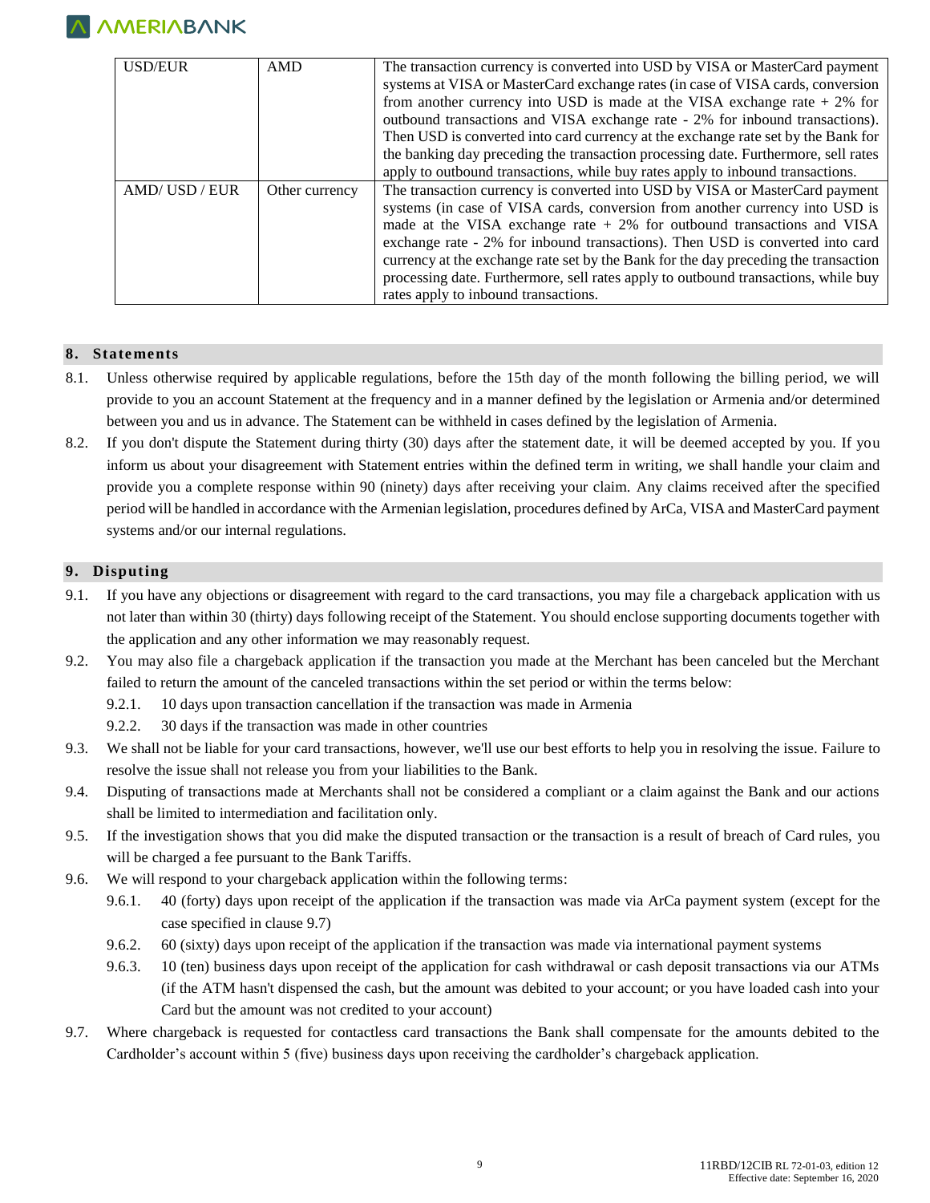| USD/EUR | AMD | The transaction currency is converted into USD by VISA or MasterCard payment systems at VISA or MasterCard exchange rates (in case of VISA cards, conversion from another currency into USD is made at the VISA exchange rate + 2% for outbound transactions and VISA exchange rate - 2% for inbound transactions). Then USD is converted into card currency at the exchange rate set by the Bank for the banking day preceding the transaction processing date. Furthermore, sell rates apply to outbound transactions, while buy rates apply to inbound transactions. |
|---|---|---|
| AMD/ USD / EUR | Other currency | The transaction currency is converted into USD by VISA or MasterCard payment systems (in case of VISA cards, conversion from another currency into USD is made at the VISA exchange rate + 2% for outbound transactions and VISA exchange rate - 2% for inbound transactions). Then USD is converted into card currency at the exchange rate set by the Bank for the day preceding the transaction processing date. Furthermore, sell rates apply to outbound transactions, while buy rates apply to inbound transactions. |

## 8. Statements

8.1. Unless otherwise required by applicable regulations, before the 15th day of the month following the billing period, we will provide to you an account Statement at the frequency and in a manner defined by the legislation or Armenia and/or determined between you and us in advance. The Statement can be withheld in cases defined by the legislation of Armenia.

8.2. If you don't dispute the Statement during thirty (30) days after the statement date, it will be deemed accepted by you. If you inform us about your disagreement with Statement entries within the defined term in writing, we shall handle your claim and provide you a complete response within 90 (ninety) days after receiving your claim. Any claims received after the specified period will be handled in accordance with the Armenian legislation, procedures defined by ArCa, VISA and MasterCard payment systems and/or our internal regulations.

## 9. Disputing

9.1. If you have any objections or disagreement with regard to the card transactions, you may file a chargeback application with us not later than within 30 (thirty) days following receipt of the Statement. You should enclose supporting documents together with the application and any other information we may reasonably request.

9.2. You may also file a chargeback application if the transaction you made at the Merchant has been canceled but the Merchant failed to return the amount of the canceled transactions within the set period or within the terms below:

- 9.2.1. 10 days upon transaction cancellation if the transaction was made in Armenia
- 9.2.2. 30 days if the transaction was made in other countries

9.3. We shall not be liable for your card transactions, however, we'll use our best efforts to help you in resolving the issue. Failure to resolve the issue shall not release you from your liabilities to the Bank.

9.4. Disputing of transactions made at Merchants shall not be considered a compliant or a claim against the Bank and our actions shall be limited to intermediation and facilitation only.

9.5. If the investigation shows that you did make the disputed transaction or the transaction is a result of breach of Card rules, you will be charged a fee pursuant to the Bank Tariffs.

9.6. We will respond to your chargeback application within the following terms:

- 9.6.1. 40 (forty) days upon receipt of the application if the transaction was made via ArCa payment system (except for the case specified in clause 9.7)
- 9.6.2. 60 (sixty) days upon receipt of the application if the transaction was made via international payment systems
- 9.6.3. 10 (ten) business days upon receipt of the application for cash withdrawal or cash deposit transactions via our ATMs (if the ATM hasn't dispensed the cash, but the amount was debited to your account; or you have loaded cash into your Card but the amount was not credited to your account)

9.7. Where chargeback is requested for contactless card transactions the Bank shall compensate for the amounts debited to the Cardholder's account within 5 (five) business days upon receiving the cardholder's chargeback application.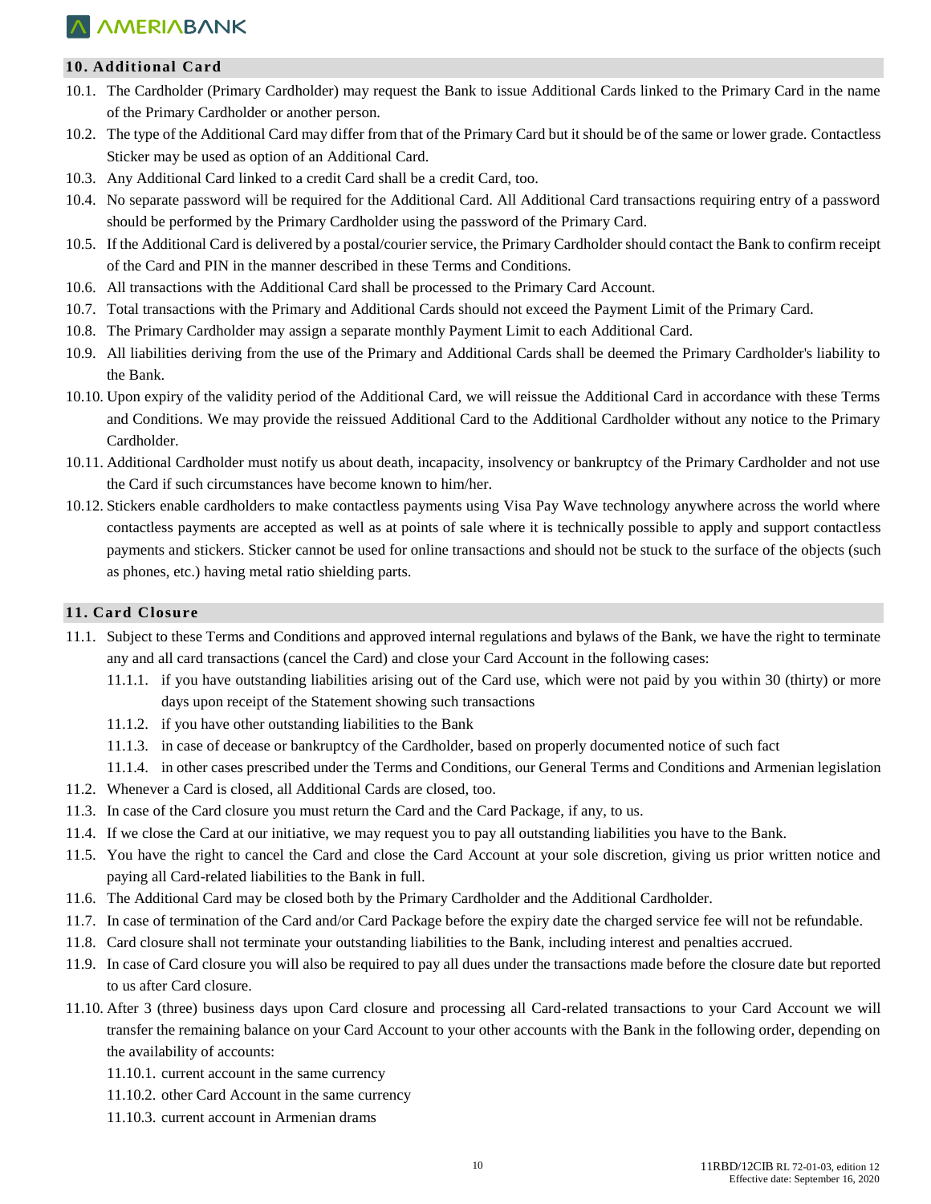## 10. Additional Card

10.1. The Cardholder (Primary Cardholder) may request the Bank to issue Additional Cards linked to the Primary Card in the name of the Primary Cardholder or another person.

10.2. The type of the Additional Card may differ from that of the Primary Card but it should be of the same or lower grade. Contactless Sticker may be used as option of an Additional Card.

10.3. Any Additional Card linked to a credit Card shall be a credit Card, too.

10.4. No separate password will be required for the Additional Card. All Additional Card transactions requiring entry of a password should be performed by the Primary Cardholder using the password of the Primary Card.

10.5. If the Additional Card is delivered by a postal/courier service, the Primary Cardholder should contact the Bank to confirm receipt of the Card and PIN in the manner described in these Terms and Conditions.

10.6. All transactions with the Additional Card shall be processed to the Primary Card Account.

10.7. Total transactions with the Primary and Additional Cards should not exceed the Payment Limit of the Primary Card.

10.8. The Primary Cardholder may assign a separate monthly Payment Limit to each Additional Card.

10.9. All liabilities deriving from the use of the Primary and Additional Cards shall be deemed the Primary Cardholder's liability to the Bank.

10.10. Upon expiry of the validity period of the Additional Card, we will reissue the Additional Card in accordance with these Terms and Conditions. We may provide the reissued Additional Card to the Additional Cardholder without any notice to the Primary Cardholder.

10.11. Additional Cardholder must notify us about death, incapacity, insolvency or bankruptcy of the Primary Cardholder and not use the Card if such circumstances have become known to him/her.

10.12. Stickers enable cardholders to make contactless payments using Visa Pay Wave technology anywhere across the world where contactless payments are accepted as well as at points of sale where it is technically possible to apply and support contactless payments and stickers. Sticker cannot be used for online transactions and should not be stuck to the surface of the objects (such as phones, etc.) having metal ratio shielding parts.

## 11. Card Closure

11.1. Subject to these Terms and Conditions and approved internal regulations and bylaws of the Bank, we have the right to terminate any and all card transactions (cancel the Card) and close your Card Account in the following cases:

- 11.1.1. if you have outstanding liabilities arising out of the Card use, which were not paid by you within 30 (thirty) or more days upon receipt of the Statement showing such transactions
- 11.1.2. if you have other outstanding liabilities to the Bank
- 11.1.3. in case of decease or bankruptcy of the Cardholder, based on properly documented notice of such fact
- 11.1.4. in other cases prescribed under the Terms and Conditions, our General Terms and Conditions and Armenian legislation

11.2. Whenever a Card is closed, all Additional Cards are closed, too.

11.3. In case of the Card closure you must return the Card and the Card Package, if any, to us.

11.4. If we close the Card at our initiative, we may request you to pay all outstanding liabilities you have to the Bank.

11.5. You have the right to cancel the Card and close the Card Account at your sole discretion, giving us prior written notice and paying all Card-related liabilities to the Bank in full.

11.6. The Additional Card may be closed both by the Primary Cardholder and the Additional Cardholder.

11.7. In case of termination of the Card and/or Card Package before the expiry date the charged service fee will not be refundable.

11.8. Card closure shall not terminate your outstanding liabilities to the Bank, including interest and penalties accrued.

11.9. In case of Card closure you will also be required to pay all dues under the transactions made before the closure date but reported to us after Card closure.

11.10. After 3 (three) business days upon Card closure and processing all Card-related transactions to your Card Account we will transfer the remaining balance on your Card Account to your other accounts with the Bank in the following order, depending on the availability of accounts:

- 11.10.1. current account in the same currency
- 11.10.2. other Card Account in the same currency
- 11.10.3. current account in Armenian drams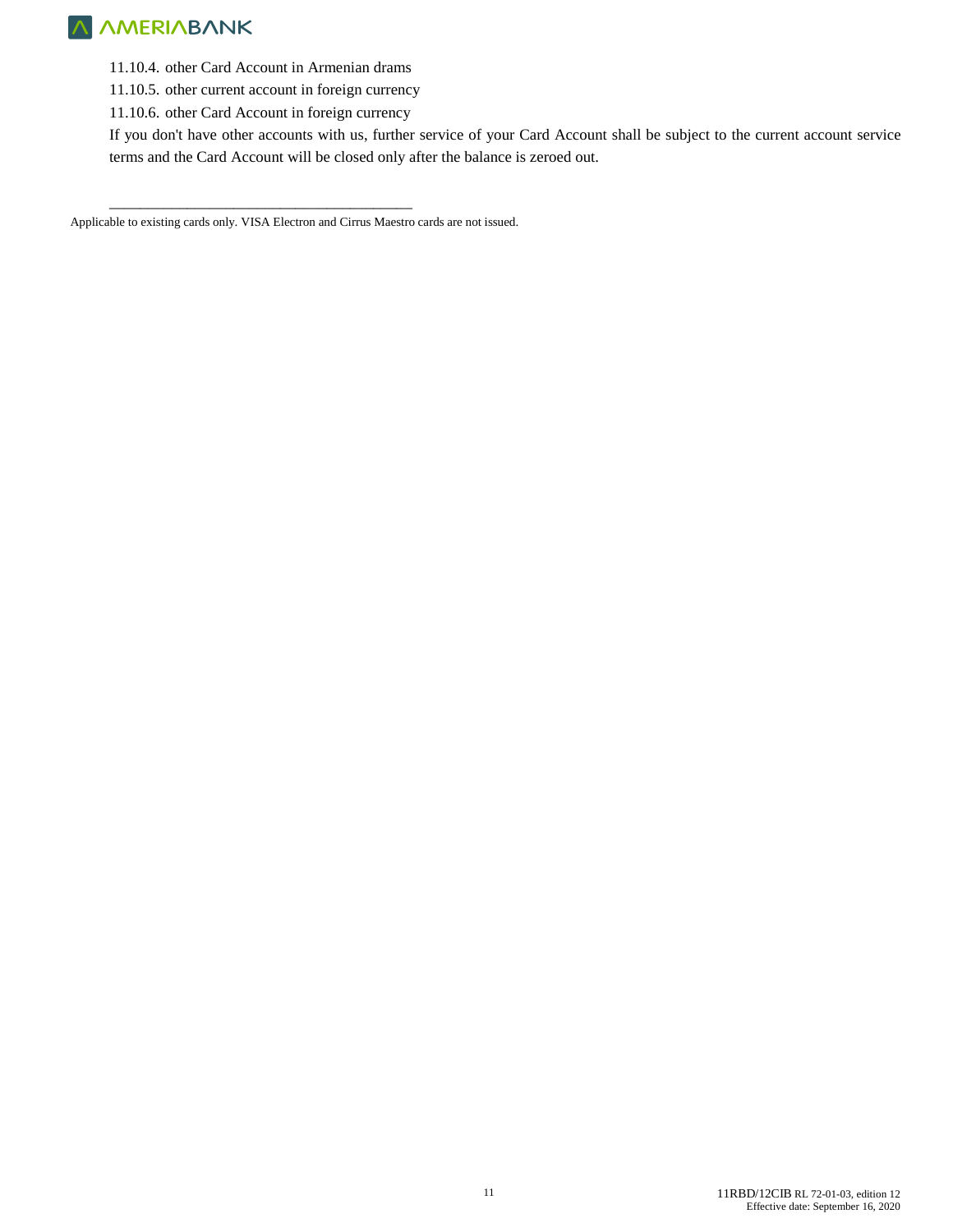11.10.4. other Card Account in Armenian drams

11.10.5. other current account in foreign currency

11.10.6. other Card Account in foreign currency

If you don't have other accounts with us, further service of your Card Account shall be subject to the current account service terms and the Card Account will be closed only after the balance is zeroed out.

---

Applicable to existing cards only. VISA Electron and Cirrus Maestro cards are not issued.